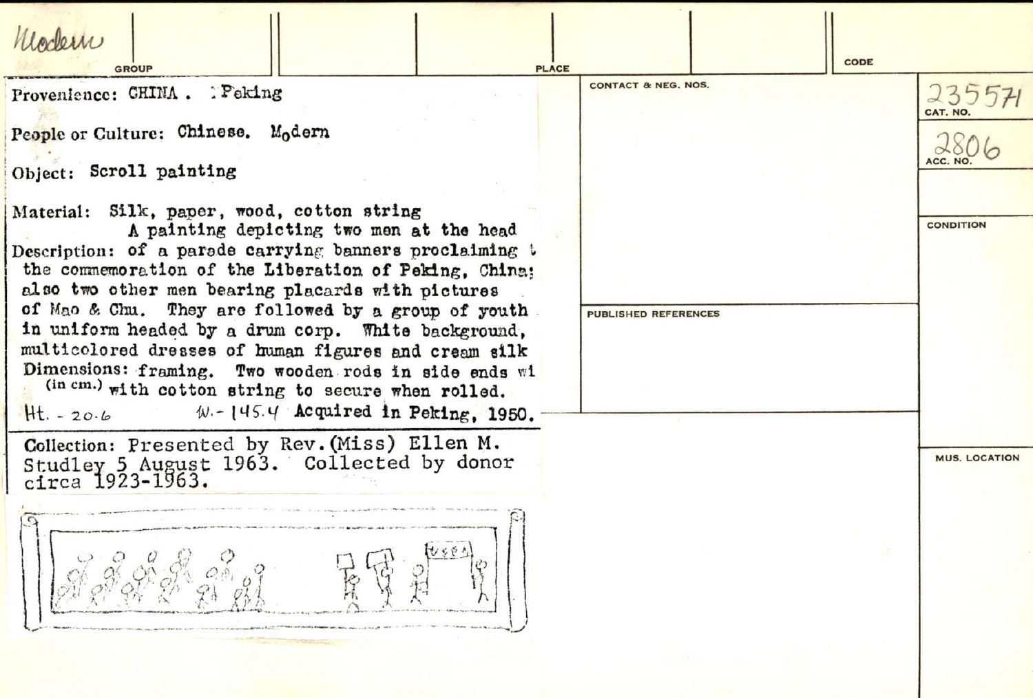Modern

GROUP | PLACE | CODE

Provenience: CHINA . Peking

People or Culture: Chinese. Modern

Object: Scroll painting

Material: Silk, paper, wood, cotton string

Description: A painting depicting two men at the head of a parade carrying banners proclaiming t the commemoration of the Liberation of Peking, China; also two other men bearing placards with pictures of Mao & Chu. They are followed by a group of youth in uniform headed by a drum corp. White background, multicolored dresses of human figures and cream silk framing. Two wooden rods in side ends wi with cotton string to secure when rolled.

Dimensions: (in cm.) Ht. - 20.6 W. - 145.4 Acquired in Peking, 1950.

Collection: Presented by Rev.(Miss) Ellen M. Studley 5 August 1963. Collected by donor circa 1923-1963.

CONTACT & NEG. NOS.

PUBLISHED REFERENCES

CAT. NO. 235571

ACC. NO. 2806

CONDITION

MUS. LOCATION